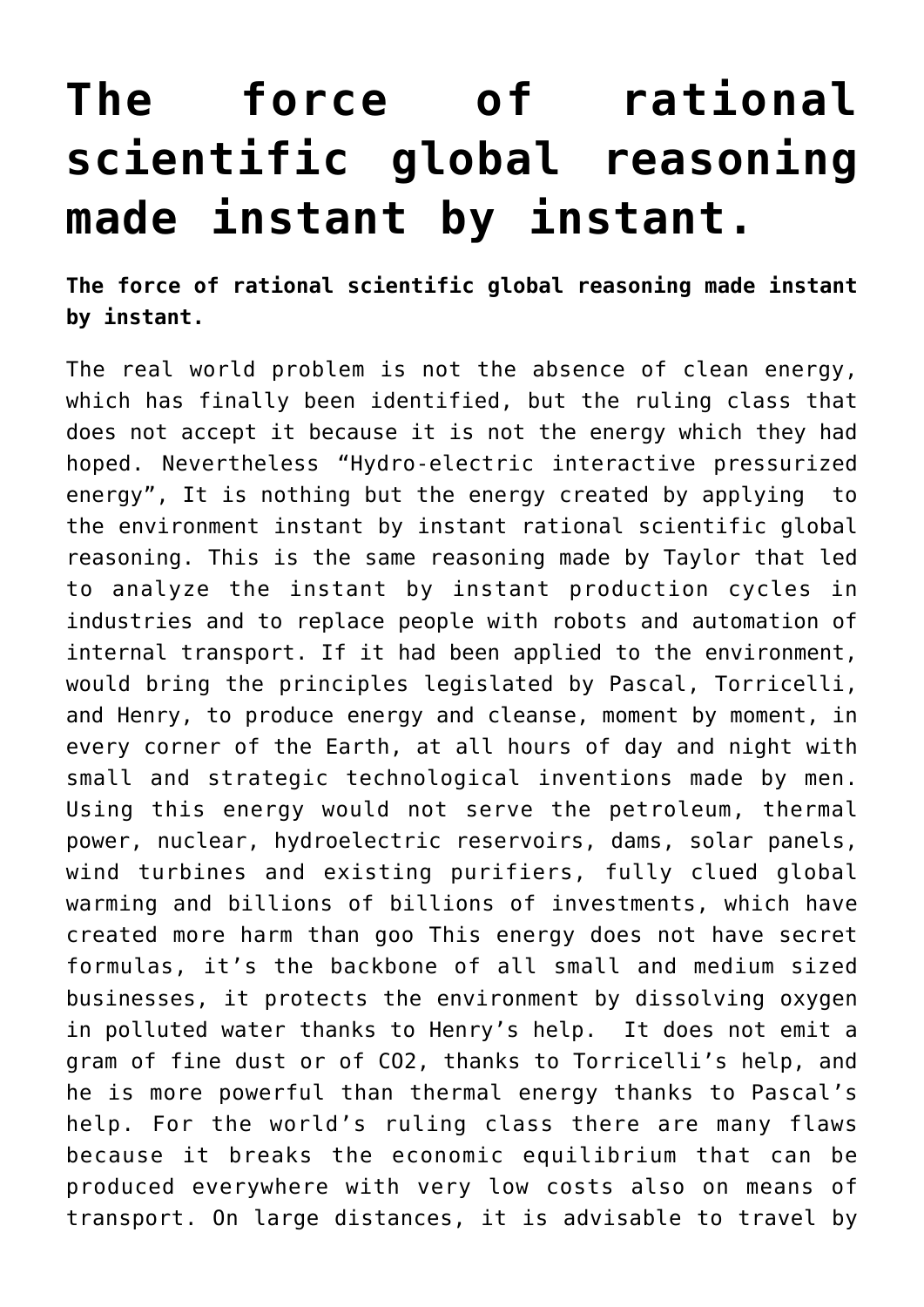# The force of rational scientific global reasoning made instant by instant.

**The force of rational scientific global reasoning made instant by instant.**

The real world problem is not the absence of clean energy, which has finally been identified, but the ruling class that does not accept it because it is not the energy which they had hoped. Nevertheless "Hydro-electric interactive pressurized energy", It is nothing but the energy created by applying to the environment instant by instant rational scientific global reasoning. This is the same reasoning made by Taylor that led to analyze the instant by instant production cycles in industries and to replace people with robots and automation of internal transport. If it had been applied to the environment, would bring the principles legislated by Pascal, Torricelli, and Henry, to produce energy and cleanse, moment by moment, in every corner of the Earth, at all hours of day and night with small and strategic technological inventions made by men. Using this energy would not serve the petroleum, thermal power, nuclear, hydroelectric reservoirs, dams, solar panels, wind turbines and existing purifiers, fully clued global warming and billions of billions of investments, which have created more harm than goo This energy does not have secret formulas, it's the backbone of all small and medium sized businesses, it protects the environment by dissolving oxygen in polluted water thanks to Henry's help. It does not emit a gram of fine dust or of CO2, thanks to Torricelli's help, and he is more powerful than thermal energy thanks to Pascal's help. For the world's ruling class there are many flaws because it breaks the economic equilibrium that can be produced everywhere with very low costs also on means of transport. On large distances, it is advisable to travel by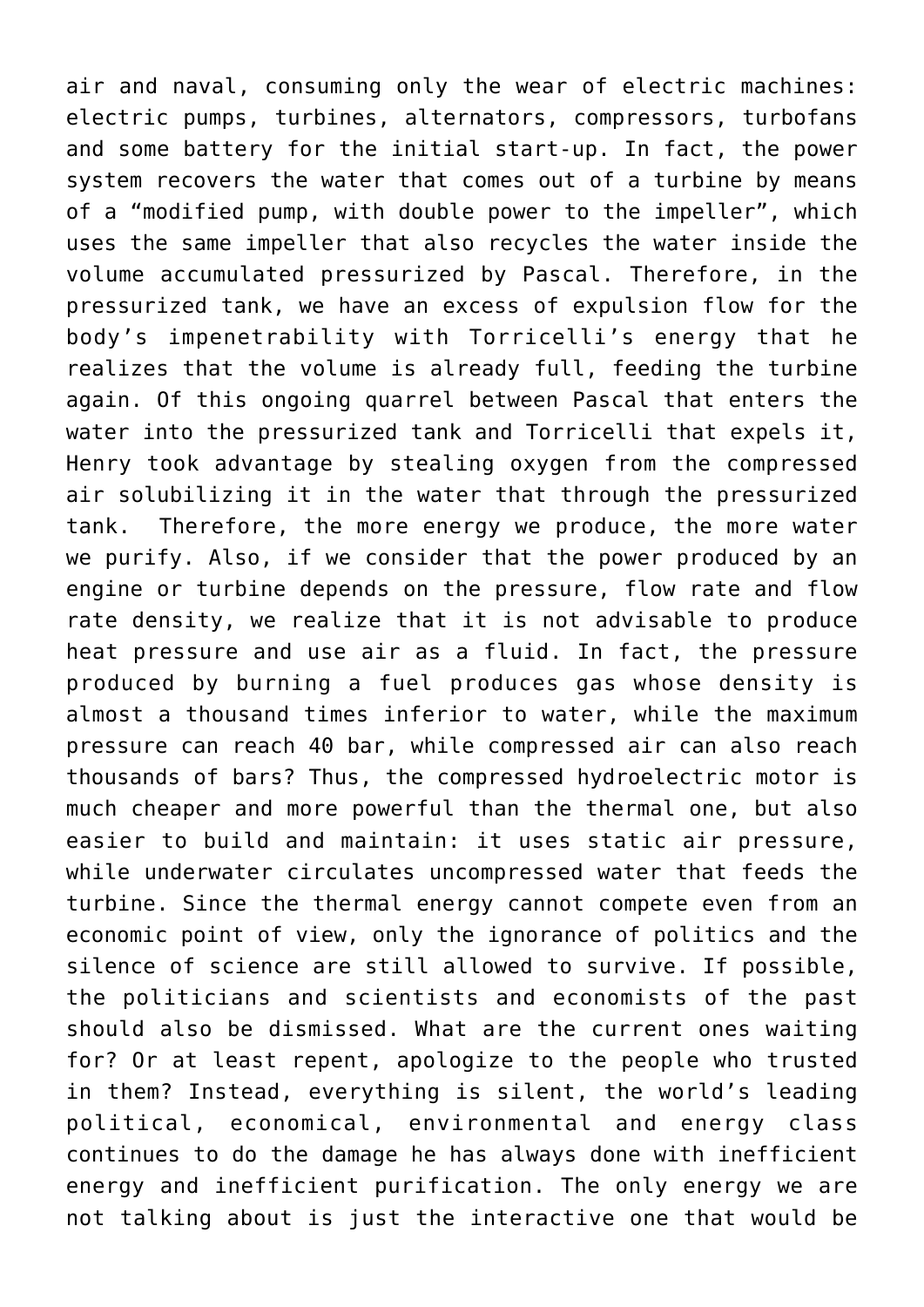air and naval, consuming only the wear of electric machines: electric pumps, turbines, alternators, compressors, turbofans and some battery for the initial start-up. In fact, the power system recovers the water that comes out of a turbine by means of a "modified pump, with double power to the impeller", which uses the same impeller that also recycles the water inside the volume accumulated pressurized by Pascal. Therefore, in the pressurized tank, we have an excess of expulsion flow for the body's impenetrability with Torricelli's energy that he realizes that the volume is already full, feeding the turbine again. Of this ongoing quarrel between Pascal that enters the water into the pressurized tank and Torricelli that expels it, Henry took advantage by stealing oxygen from the compressed air solubilizing it in the water that through the pressurized tank. Therefore, the more energy we produce, the more water we purify. Also, if we consider that the power produced by an engine or turbine depends on the pressure, flow rate and flow rate density, we realize that it is not advisable to produce heat pressure and use air as a fluid. In fact, the pressure produced by burning a fuel produces gas whose density is almost a thousand times inferior to water, while the maximum pressure can reach 40 bar, while compressed air can also reach thousands of bars? Thus, the compressed hydroelectric motor is much cheaper and more powerful than the thermal one, but also easier to build and maintain: it uses static air pressure, while underwater circulates uncompressed water that feeds the turbine. Since the thermal energy cannot compete even from an economic point of view, only the ignorance of politics and the silence of science are still allowed to survive. If possible, the politicians and scientists and economists of the past should also be dismissed. What are the current ones waiting for? Or at least repent, apologize to the people who trusted in them? Instead, everything is silent, the world's leading political, economical, environmental and energy class continues to do the damage he has always done with inefficient energy and inefficient purification. The only energy we are not talking about is just the interactive one that would be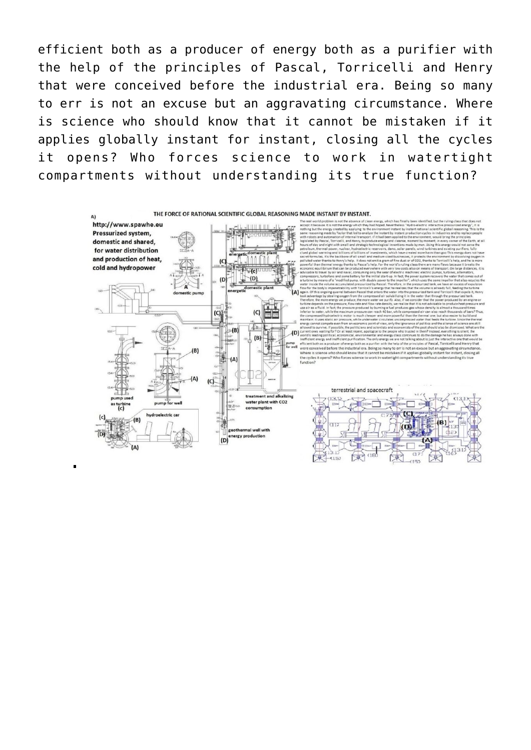efficient both as a producer of energy both as a purifier with the help of the principles of Pascal, Torricelli and Henry that were conceived before the industrial era. Being so many to err is not an excuse but an aggravating circumstance. Where is science who should know that it cannot be mistaken if it applies globally instant for instant, closing all the cycles it opens? Who forces science to work in watertight compartments without understanding its true function?